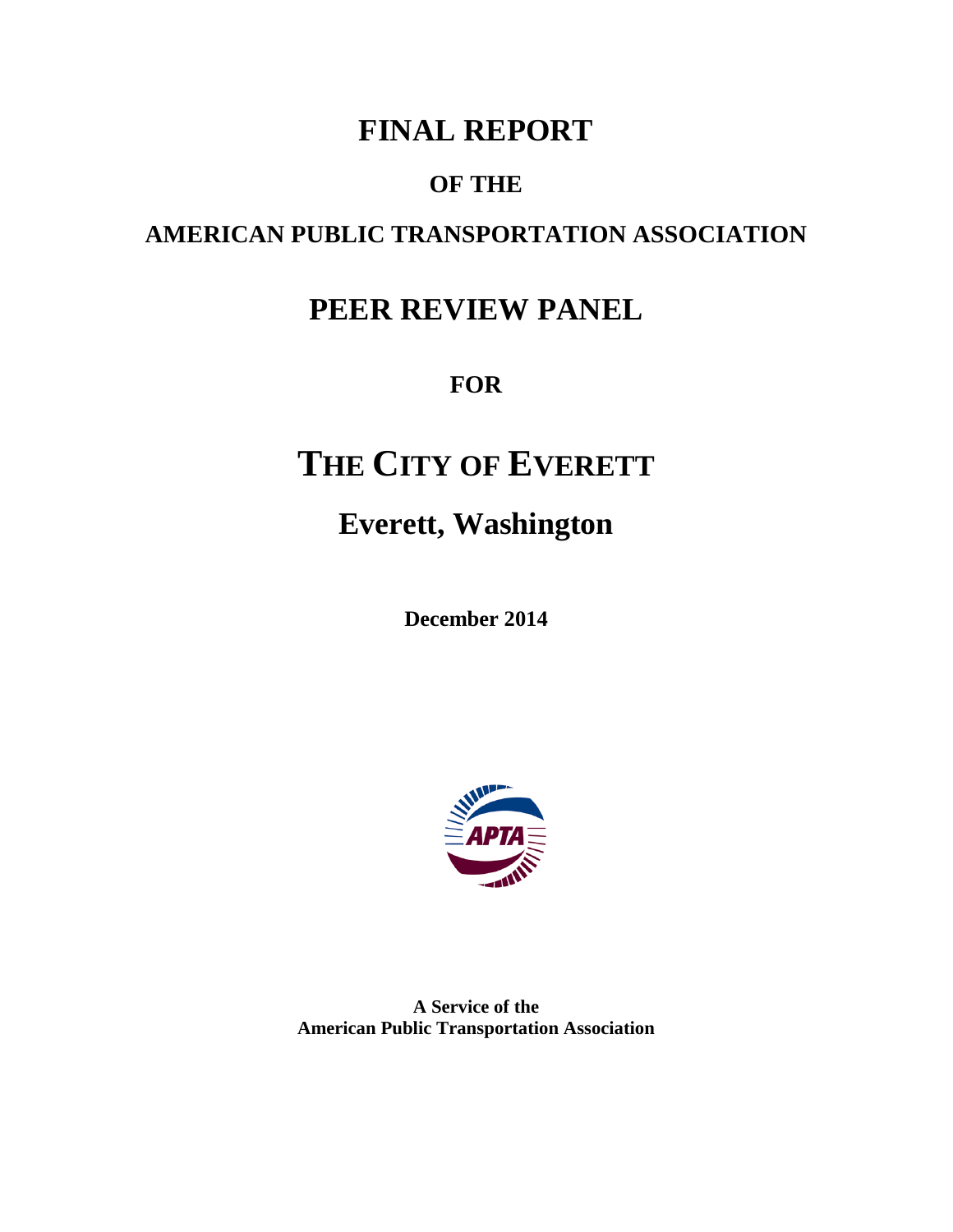# FINAL REPORT

## OF THE

## AMERICAN PUBLIC TRANSPORTATION ASSOCIATION

# PEER REVIEW PANEL

## FOR

# THE CITY OF EVERETT

# Everett, Washington

**December 2014**

**A Service of the**
**American Public Transportation Association**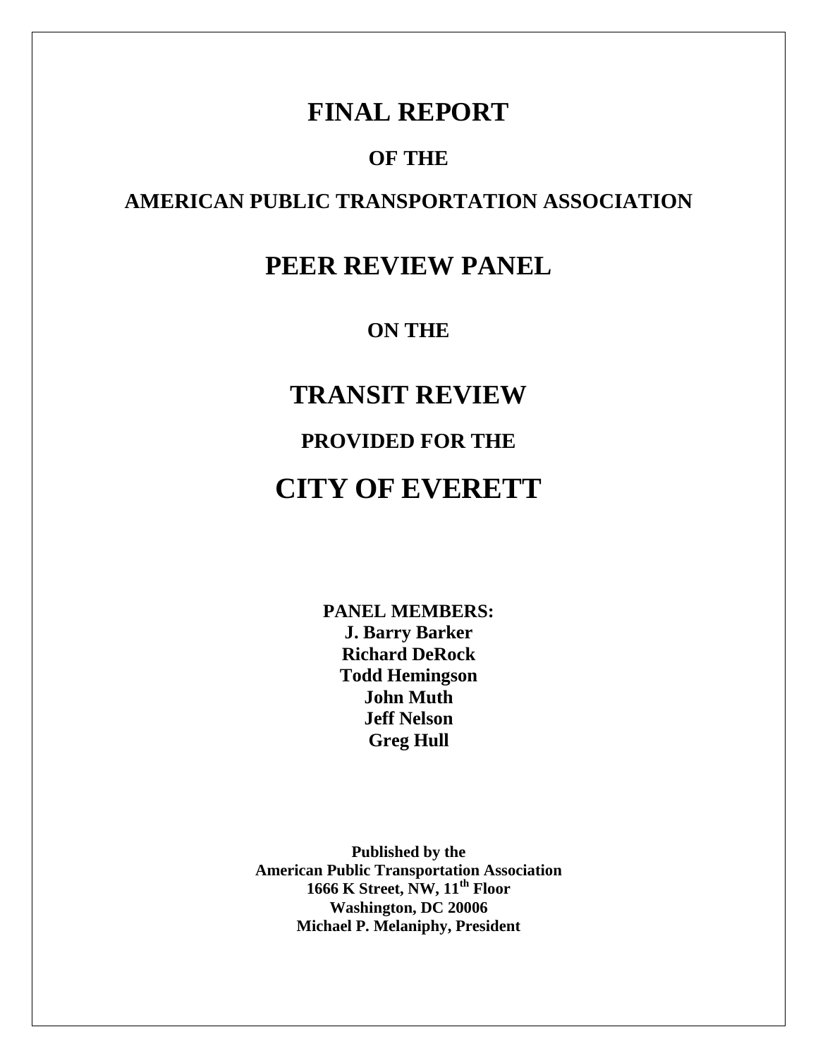# FINAL REPORT

## OF THE

## AMERICAN PUBLIC TRANSPORTATION ASSOCIATION

# PEER REVIEW PANEL

## ON THE

# TRANSIT REVIEW

## PROVIDED FOR THE

# CITY OF EVERETT

**PANEL MEMBERS:**
**J. Barry Barker**
**Richard DeRock**
**Todd Hemingson**
**John Muth**
**Jeff Nelson**
**Greg Hull**

**Published by the**
**American Public Transportation Association**
**1666 K Street, NW, 11th Floor**
**Washington, DC 20006**
**Michael P. Melaniphy, President**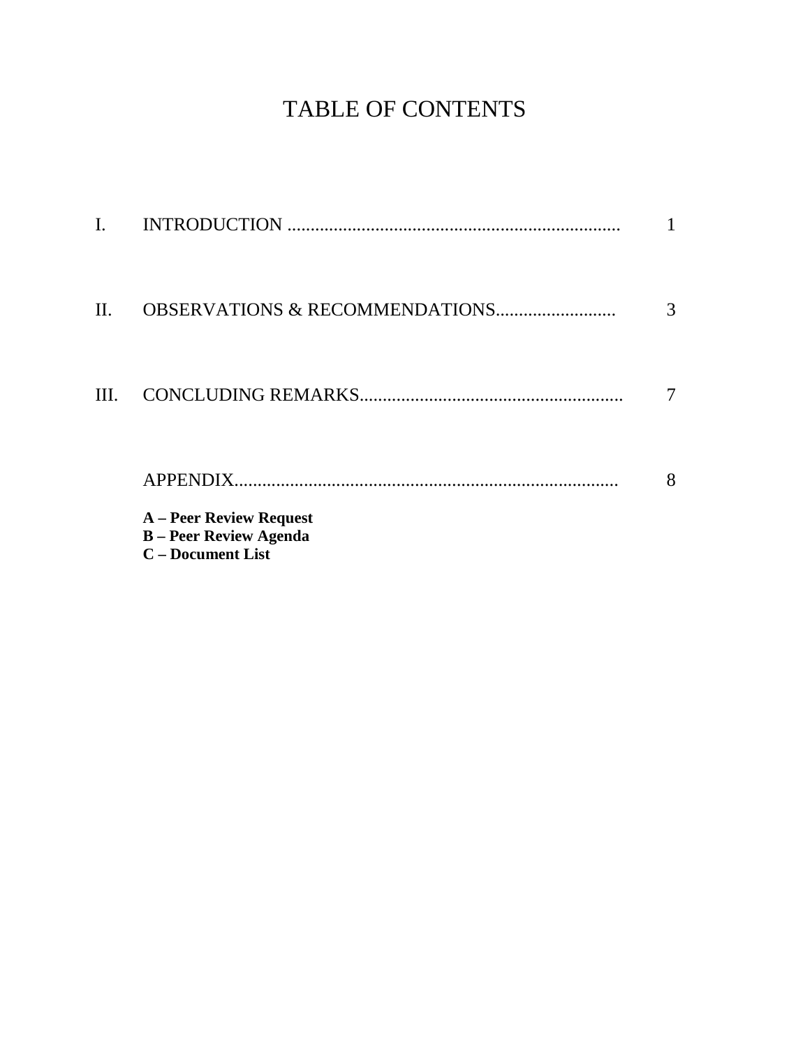# TABLE OF CONTENTS

| | | |
|---|---|---|
| I. | INTRODUCTION | 1 |
| II. | OBSERVATIONS & RECOMMENDATIONS | 3 |
| III. | CONCLUDING REMARKS | 7 |
| | APPENDIX | 8 |

**A – Peer Review Request**
**B – Peer Review Agenda**
**C – Document List**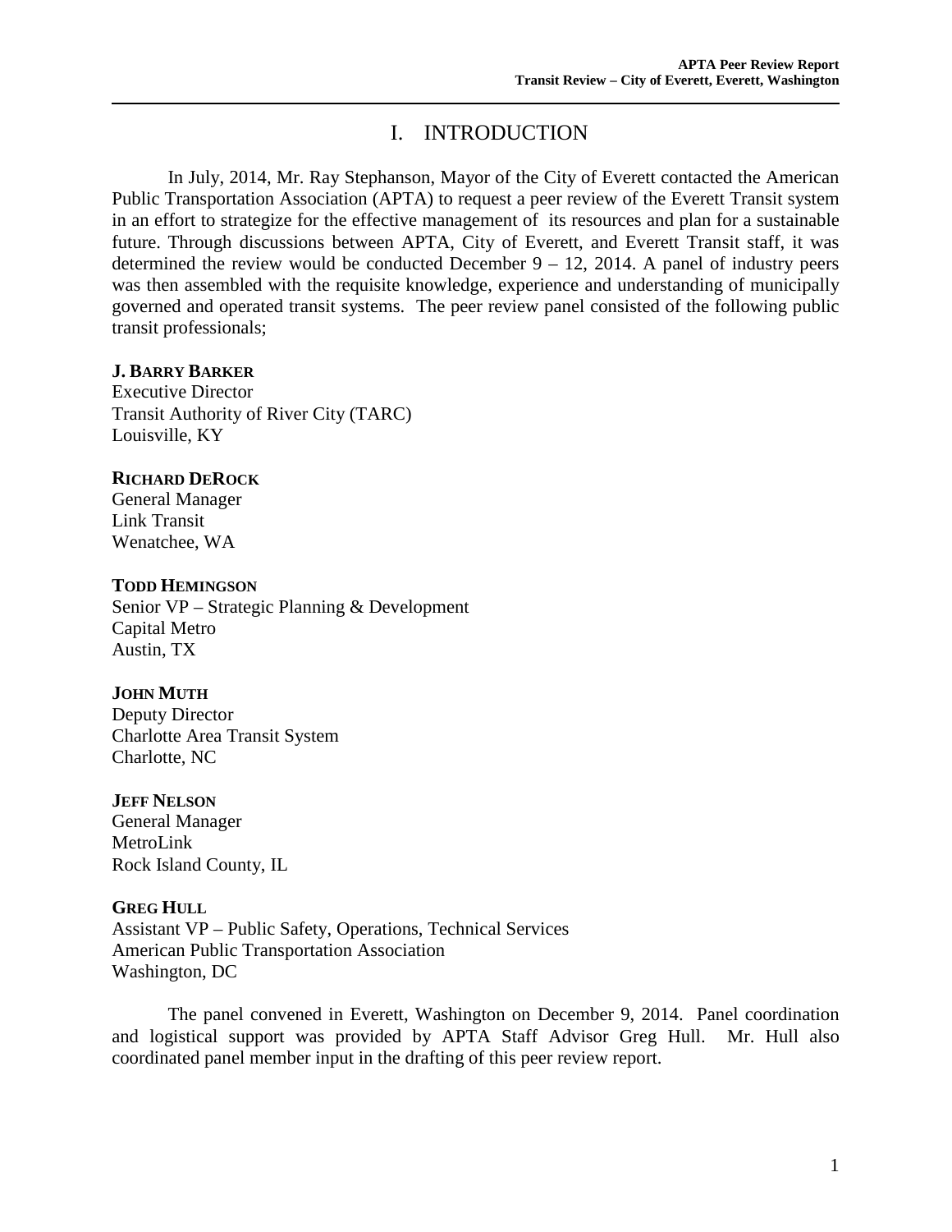# I. INTRODUCTION

In July, 2014, Mr. Ray Stephanson, Mayor of the City of Everett contacted the American Public Transportation Association (APTA) to request a peer review of the Everett Transit system in an effort to strategize for the effective management of its resources and plan for a sustainable future. Through discussions between APTA, City of Everett, and Everett Transit staff, it was determined the review would be conducted December 9 – 12, 2014. A panel of industry peers was then assembled with the requisite knowledge, experience and understanding of municipally governed and operated transit systems. The peer review panel consisted of the following public transit professionals;

**J. BARRY BARKER**
Executive Director
Transit Authority of River City (TARC)
Louisville, KY

**RICHARD DEROCK**
General Manager
Link Transit
Wenatchee, WA

**TODD HEMINGSON**
Senior VP – Strategic Planning & Development
Capital Metro
Austin, TX

**JOHN MUTH**
Deputy Director
Charlotte Area Transit System
Charlotte, NC

**JEFF NELSON**
General Manager
MetroLink
Rock Island County, IL

**GREG HULL**
Assistant VP – Public Safety, Operations, Technical Services
American Public Transportation Association
Washington, DC

The panel convened in Everett, Washington on December 9, 2014. Panel coordination and logistical support was provided by APTA Staff Advisor Greg Hull. Mr. Hull also coordinated panel member input in the drafting of this peer review report.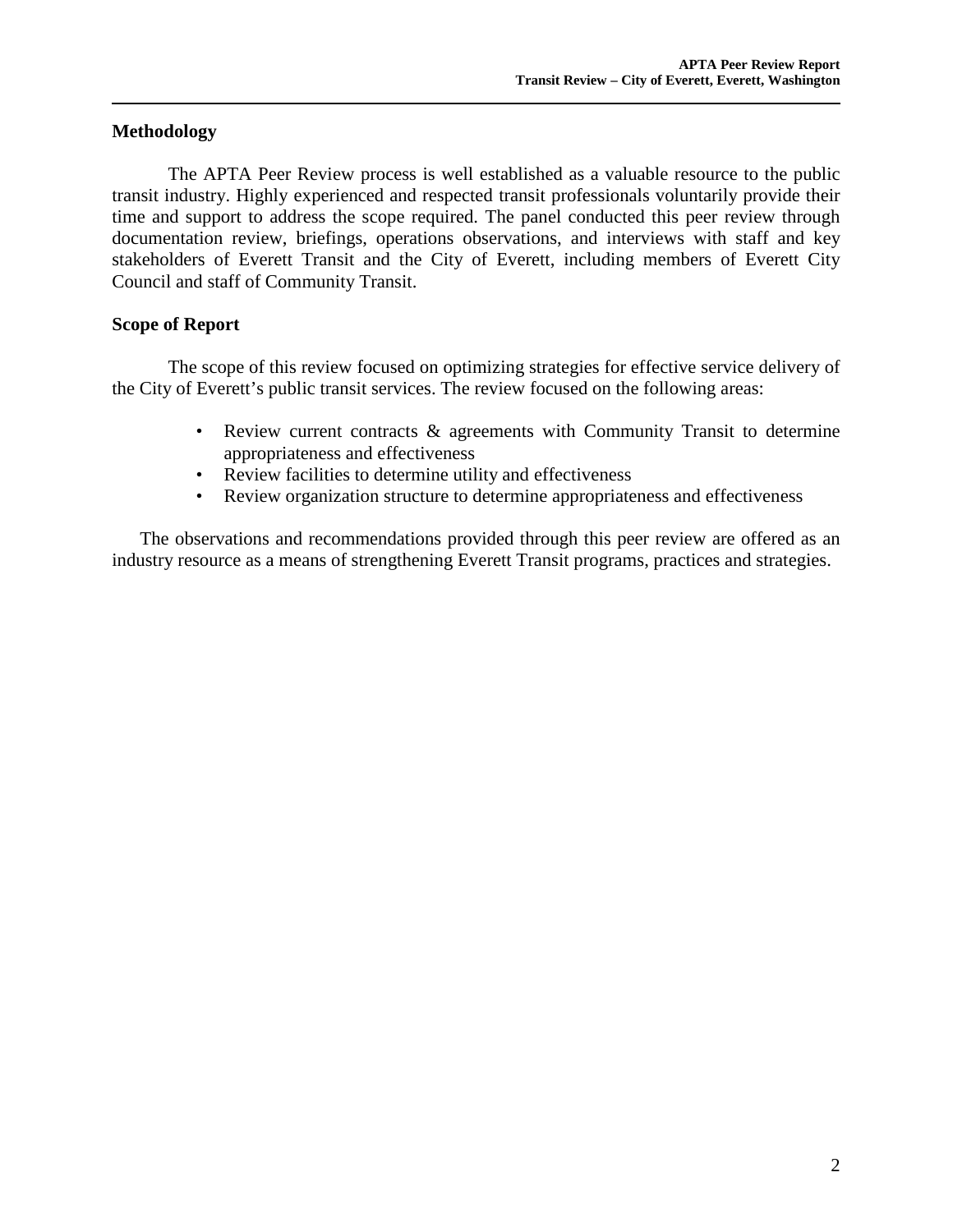## Methodology

The APTA Peer Review process is well established as a valuable resource to the public transit industry. Highly experienced and respected transit professionals voluntarily provide their time and support to address the scope required. The panel conducted this peer review through documentation review, briefings, operations observations, and interviews with staff and key stakeholders of Everett Transit and the City of Everett, including members of Everett City Council and staff of Community Transit.

## Scope of Report

The scope of this review focused on optimizing strategies for effective service delivery of the City of Everett's public transit services. The review focused on the following areas:

- Review current contracts & agreements with Community Transit to determine appropriateness and effectiveness
- Review facilities to determine utility and effectiveness
- Review organization structure to determine appropriateness and effectiveness

The observations and recommendations provided through this peer review are offered as an industry resource as a means of strengthening Everett Transit programs, practices and strategies.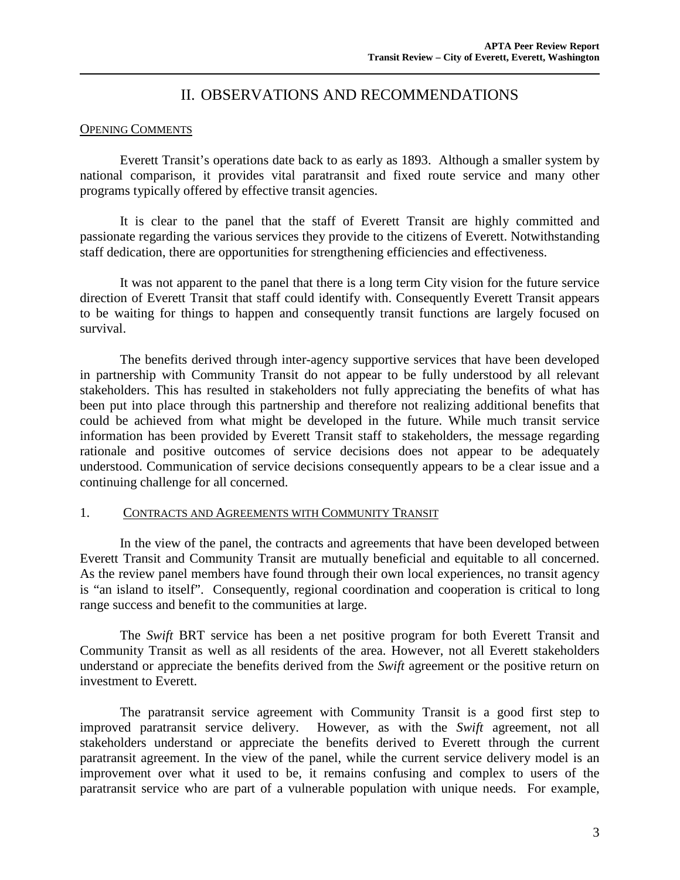# II. OBSERVATIONS AND RECOMMENDATIONS

<u>OPENING COMMENTS</u>

Everett Transit's operations date back to as early as 1893. Although a smaller system by national comparison, it provides vital paratransit and fixed route service and many other programs typically offered by effective transit agencies.

It is clear to the panel that the staff of Everett Transit are highly committed and passionate regarding the various services they provide to the citizens of Everett. Notwithstanding staff dedication, there are opportunities for strengthening efficiencies and effectiveness.

It was not apparent to the panel that there is a long term City vision for the future service direction of Everett Transit that staff could identify with. Consequently Everett Transit appears to be waiting for things to happen and consequently transit functions are largely focused on survival.

The benefits derived through inter-agency supportive services that have been developed in partnership with Community Transit do not appear to be fully understood by all relevant stakeholders. This has resulted in stakeholders not fully appreciating the benefits of what has been put into place through this partnership and therefore not realizing additional benefits that could be achieved from what might be developed in the future. While much transit service information has been provided by Everett Transit staff to stakeholders, the message regarding rationale and positive outcomes of service decisions does not appear to be adequately understood. Communication of service decisions consequently appears to be a clear issue and a continuing challenge for all concerned.

1. <u>CONTRACTS AND AGREEMENTS WITH COMMUNITY TRANSIT</u>

In the view of the panel, the contracts and agreements that have been developed between Everett Transit and Community Transit are mutually beneficial and equitable to all concerned. As the review panel members have found through their own local experiences, no transit agency is "an island to itself". Consequently, regional coordination and cooperation is critical to long range success and benefit to the communities at large.

The *Swift* BRT service has been a net positive program for both Everett Transit and Community Transit as well as all residents of the area. However, not all Everett stakeholders understand or appreciate the benefits derived from the *Swift* agreement or the positive return on investment to Everett.

The paratransit service agreement with Community Transit is a good first step to improved paratransit service delivery. However, as with the *Swift* agreement, not all stakeholders understand or appreciate the benefits derived to Everett through the current paratransit agreement. In the view of the panel, while the current service delivery model is an improvement over what it used to be, it remains confusing and complex to users of the paratransit service who are part of a vulnerable population with unique needs. For example,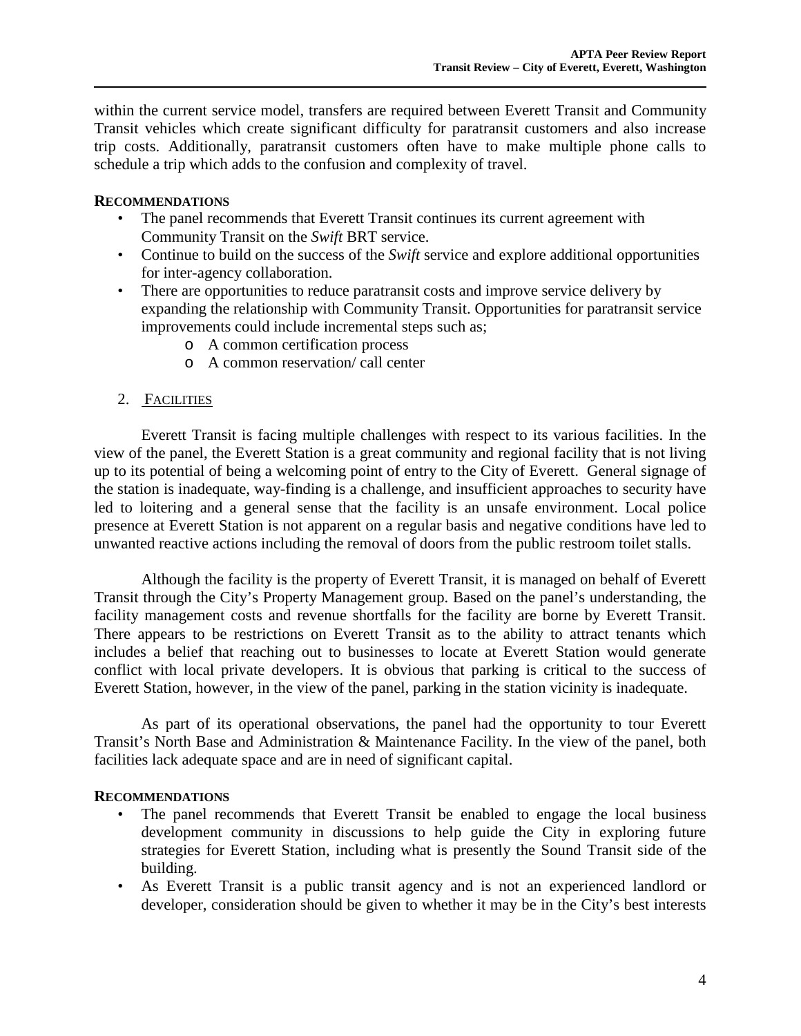within the current service model, transfers are required between Everett Transit and Community Transit vehicles which create significant difficulty for paratransit customers and also increase trip costs. Additionally, paratransit customers often have to make multiple phone calls to schedule a trip which adds to the confusion and complexity of travel.

**RECOMMENDATIONS**

- The panel recommends that Everett Transit continues its current agreement with Community Transit on the *Swift* BRT service.
- Continue to build on the success of the *Swift* service and explore additional opportunities for inter-agency collaboration.
- There are opportunities to reduce paratransit costs and improve service delivery by expanding the relationship with Community Transit. Opportunities for paratransit service improvements could include incremental steps such as;
    - A common certification process
    - A common reservation/ call center

2. FACILITIES

Everett Transit is facing multiple challenges with respect to its various facilities. In the view of the panel, the Everett Station is a great community and regional facility that is not living up to its potential of being a welcoming point of entry to the City of Everett. General signage of the station is inadequate, way-finding is a challenge, and insufficient approaches to security have led to loitering and a general sense that the facility is an unsafe environment. Local police presence at Everett Station is not apparent on a regular basis and negative conditions have led to unwanted reactive actions including the removal of doors from the public restroom toilet stalls.

Although the facility is the property of Everett Transit, it is managed on behalf of Everett Transit through the City's Property Management group. Based on the panel's understanding, the facility management costs and revenue shortfalls for the facility are borne by Everett Transit. There appears to be restrictions on Everett Transit as to the ability to attract tenants which includes a belief that reaching out to businesses to locate at Everett Station would generate conflict with local private developers. It is obvious that parking is critical to the success of Everett Station, however, in the view of the panel, parking in the station vicinity is inadequate.

As part of its operational observations, the panel had the opportunity to tour Everett Transit's North Base and Administration & Maintenance Facility. In the view of the panel, both facilities lack adequate space and are in need of significant capital.

**RECOMMENDATIONS**

- The panel recommends that Everett Transit be enabled to engage the local business development community in discussions to help guide the City in exploring future strategies for Everett Station, including what is presently the Sound Transit side of the building.
- As Everett Transit is a public transit agency and is not an experienced landlord or developer, consideration should be given to whether it may be in the City's best interests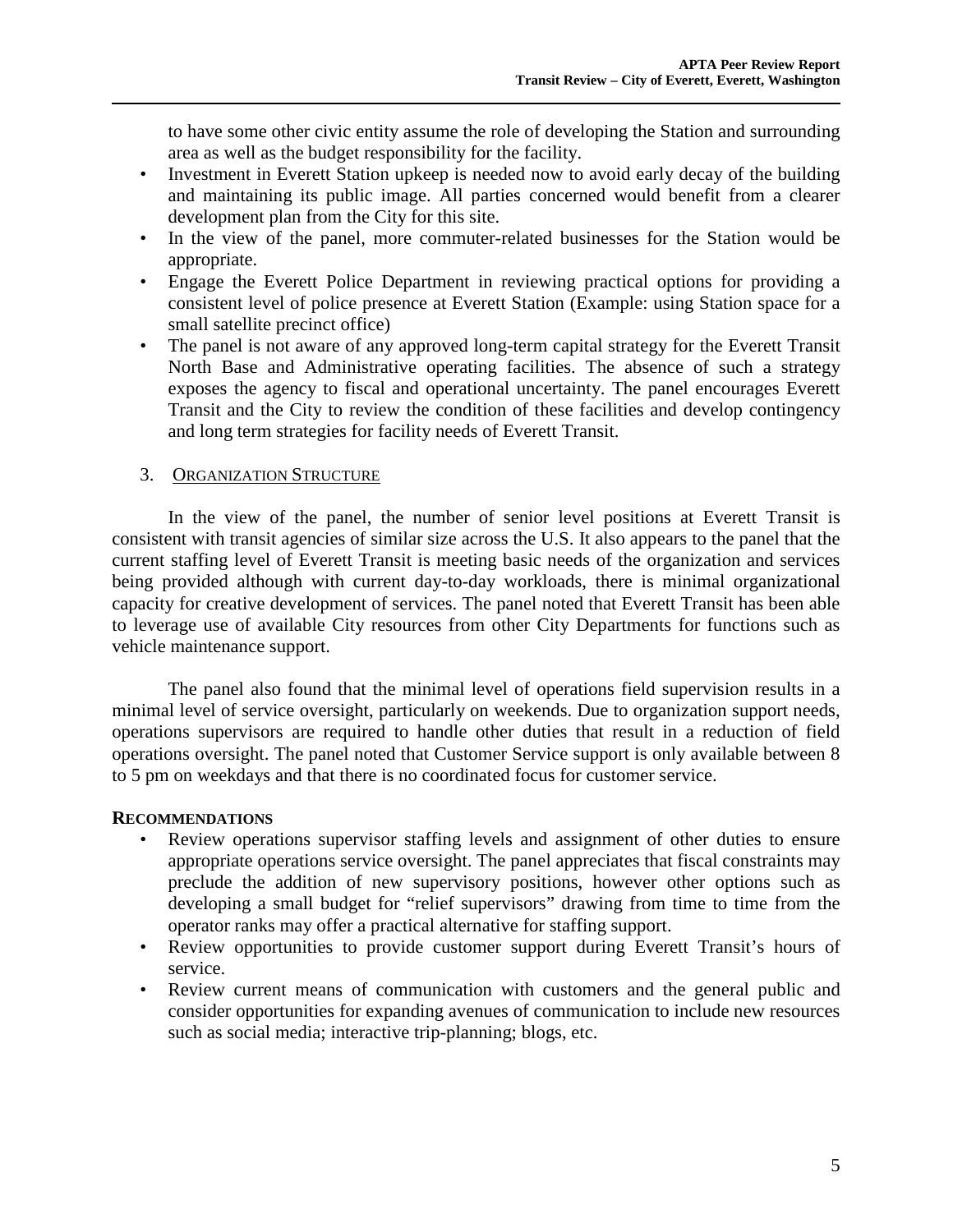to have some other civic entity assume the role of developing the Station and surrounding area as well as the budget responsibility for the facility.

- Investment in Everett Station upkeep is needed now to avoid early decay of the building and maintaining its public image. All parties concerned would benefit from a clearer development plan from the City for this site.
- In the view of the panel, more commuter-related businesses for the Station would be appropriate.
- Engage the Everett Police Department in reviewing practical options for providing a consistent level of police presence at Everett Station (Example: using Station space for a small satellite precinct office)
- The panel is not aware of any approved long-term capital strategy for the Everett Transit North Base and Administrative operating facilities. The absence of such a strategy exposes the agency to fiscal and operational uncertainty. The panel encourages Everett Transit and the City to review the condition of these facilities and develop contingency and long term strategies for facility needs of Everett Transit.

### 3. Organization Structure

In the view of the panel, the number of senior level positions at Everett Transit is consistent with transit agencies of similar size across the U.S. It also appears to the panel that the current staffing level of Everett Transit is meeting basic needs of the organization and services being provided although with current day-to-day workloads, there is minimal organizational capacity for creative development of services. The panel noted that Everett Transit has been able to leverage use of available City resources from other City Departments for functions such as vehicle maintenance support.

The panel also found that the minimal level of operations field supervision results in a minimal level of service oversight, particularly on weekends. Due to organization support needs, operations supervisors are required to handle other duties that result in a reduction of field operations oversight. The panel noted that Customer Service support is only available between 8 to 5 pm on weekdays and that there is no coordinated focus for customer service.

**Recommendations**

- Review operations supervisor staffing levels and assignment of other duties to ensure appropriate operations service oversight. The panel appreciates that fiscal constraints may preclude the addition of new supervisory positions, however other options such as developing a small budget for "relief supervisors" drawing from time to time from the operator ranks may offer a practical alternative for staffing support.
- Review opportunities to provide customer support during Everett Transit's hours of service.
- Review current means of communication with customers and the general public and consider opportunities for expanding avenues of communication to include new resources such as social media; interactive trip-planning; blogs, etc.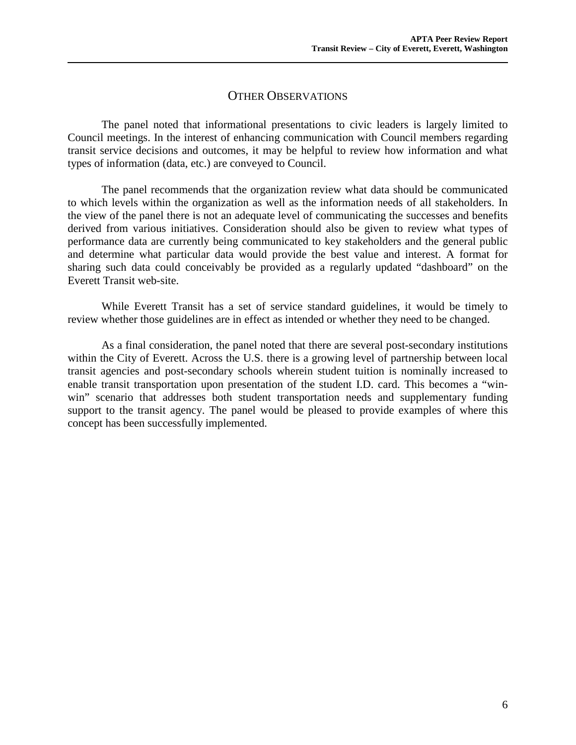## OTHER OBSERVATIONS

The panel noted that informational presentations to civic leaders is largely limited to Council meetings. In the interest of enhancing communication with Council members regarding transit service decisions and outcomes, it may be helpful to review how information and what types of information (data, etc.) are conveyed to Council.

The panel recommends that the organization review what data should be communicated to which levels within the organization as well as the information needs of all stakeholders. In the view of the panel there is not an adequate level of communicating the successes and benefits derived from various initiatives. Consideration should also be given to review what types of performance data are currently being communicated to key stakeholders and the general public and determine what particular data would provide the best value and interest. A format for sharing such data could conceivably be provided as a regularly updated "dashboard" on the Everett Transit web-site.

While Everett Transit has a set of service standard guidelines, it would be timely to review whether those guidelines are in effect as intended or whether they need to be changed.

As a final consideration, the panel noted that there are several post-secondary institutions within the City of Everett. Across the U.S. there is a growing level of partnership between local transit agencies and post-secondary schools wherein student tuition is nominally increased to enable transit transportation upon presentation of the student I.D. card. This becomes a "win-win" scenario that addresses both student transportation needs and supplementary funding support to the transit agency. The panel would be pleased to provide examples of where this concept has been successfully implemented.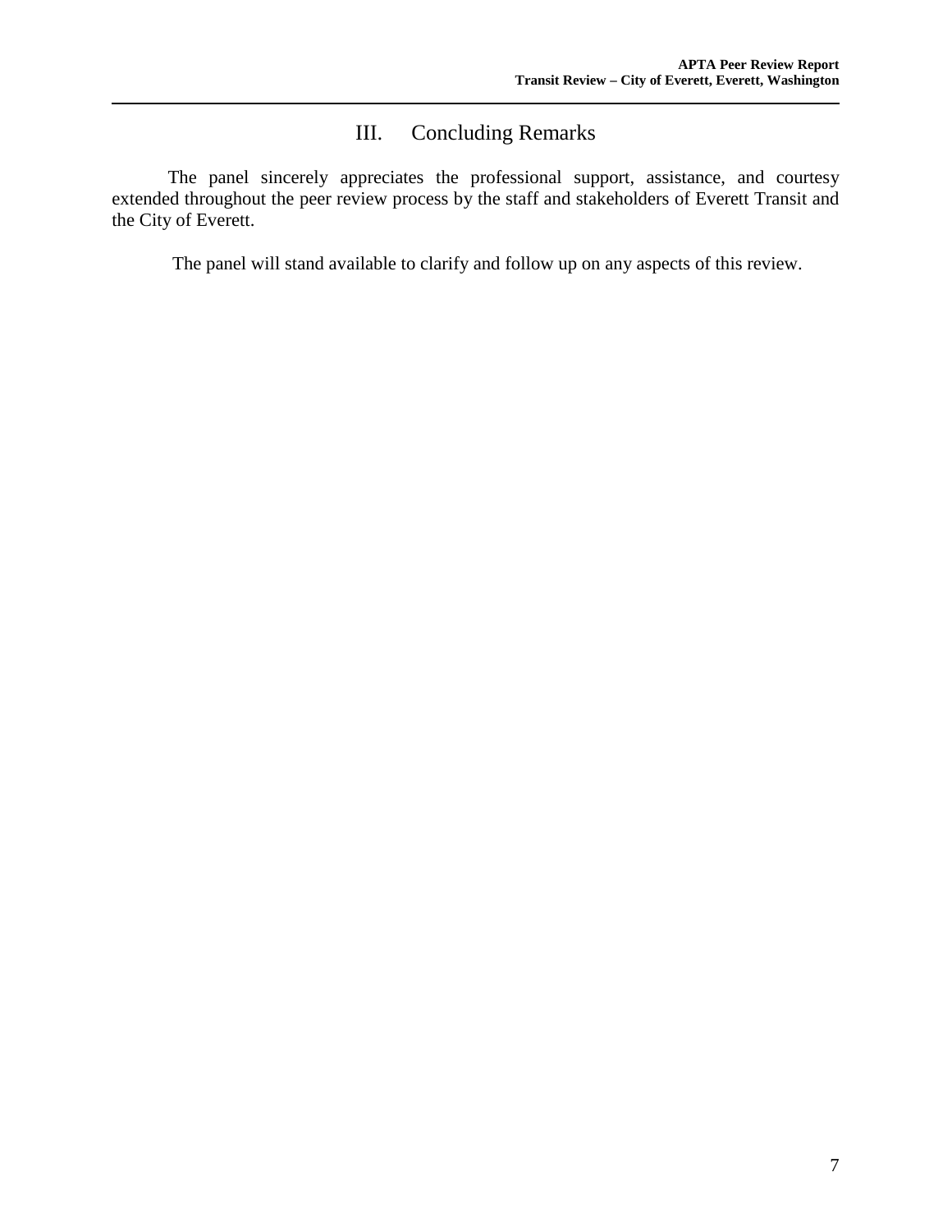# III. Concluding Remarks

The panel sincerely appreciates the professional support, assistance, and courtesy extended throughout the peer review process by the staff and stakeholders of Everett Transit and the City of Everett.

The panel will stand available to clarify and follow up on any aspects of this review.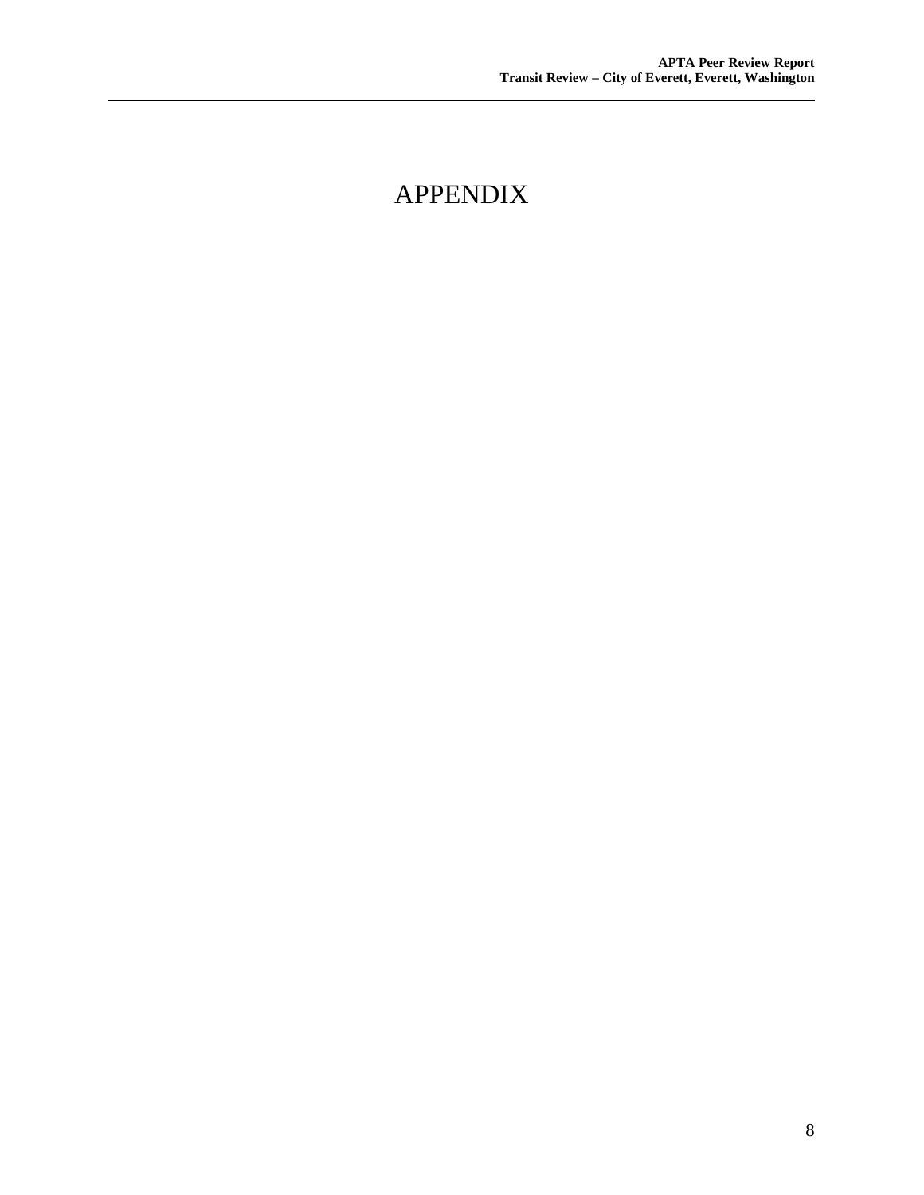# APPENDIX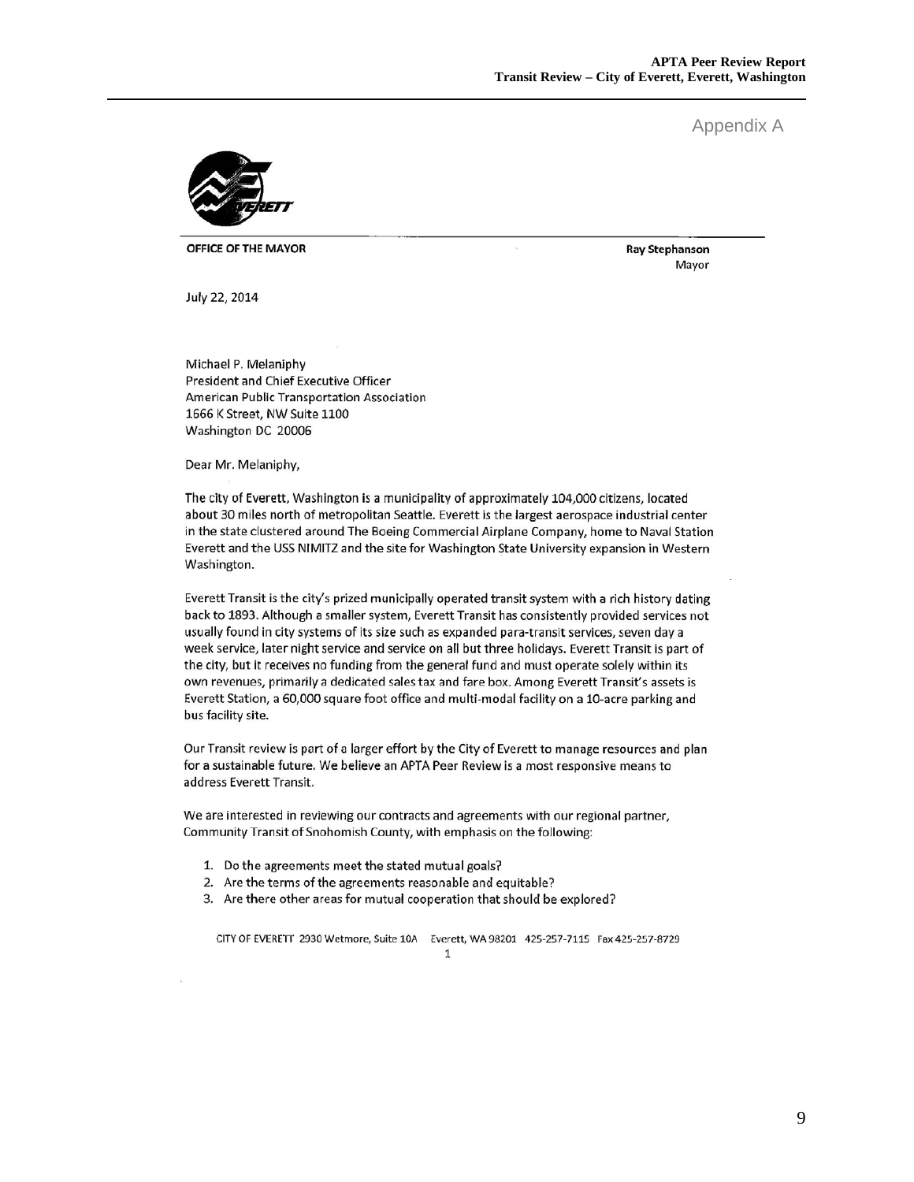Appendix A

OFFICE OF THE MAYOR

Ray Stephanson
Mayor

July 22, 2014

Michael P. Melaniphy
President and Chief Executive Officer
American Public Transportation Association
1666 K Street, NW Suite 1100
Washington DC 20006

Dear Mr. Melaniphy,

The city of Everett, Washington is a municipality of approximately 104,000 citizens, located about 30 miles north of metropolitan Seattle. Everett is the largest aerospace industrial center in the state clustered around The Boeing Commercial Airplane Company, home to Naval Station Everett and the USS NIMITZ and the site for Washington State University expansion in Western Washington.

Everett Transit is the city's prized municipally operated transit system with a rich history dating back to 1893. Although a smaller system, Everett Transit has consistently provided services not usually found in city systems of its size such as expanded para-transit services, seven day a week service, later night service and service on all but three holidays. Everett Transit is part of the city, but it receives no funding from the general fund and must operate solely within its own revenues, primarily a dedicated sales tax and fare box. Among Everett Transit's assets is Everett Station, a 60,000 square foot office and multi-modal facility on a 10-acre parking and bus facility site.

Our Transit review is part of a larger effort by the City of Everett to manage resources and plan for a sustainable future. We believe an APTA Peer Review is a most responsive means to address Everett Transit.

We are interested in reviewing our contracts and agreements with our regional partner, Community Transit of Snohomish County, with emphasis on the following:

1. Do the agreements meet the stated mutual goals?
2. Are the terms of the agreements reasonable and equitable?
3. Are there other areas for mutual cooperation that should be explored?

CITY OF EVERETT 2930 Wetmore, Suite 10A Everett, WA 98201 425-257-7115 Fax 425-257-8729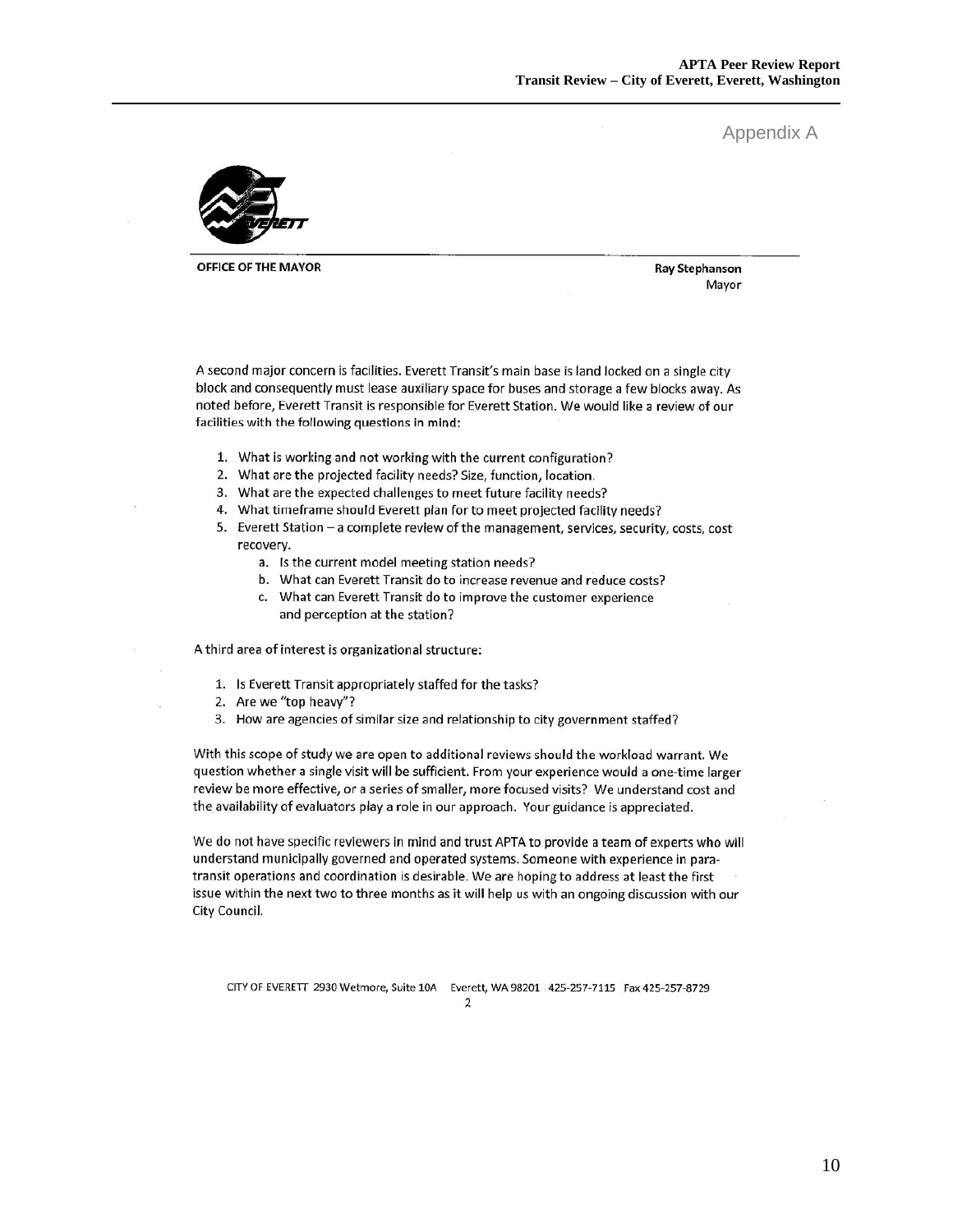Appendix A

OFFICE OF THE MAYOR

**Ray Stephanson**
Mayor

A second major concern is facilities. Everett Transit's main base is land locked on a single city block and consequently must lease auxiliary space for buses and storage a few blocks away. As noted before, Everett Transit is responsible for Everett Station. We would like a review of our facilities with the following questions in mind:

1. What is working and not working with the current configuration?
2. What are the projected facility needs? Size, function, location.
3. What are the expected challenges to meet future facility needs?
4. What timeframe should Everett plan for to meet projected facility needs?
5. Everett Station – a complete review of the management, services, security, costs, cost recovery.
    a. Is the current model meeting station needs?
    b. What can Everett Transit do to increase revenue and reduce costs?
    c. What can Everett Transit do to improve the customer experience and perception at the station?

A third area of interest is organizational structure:

1. Is Everett Transit appropriately staffed for the tasks?
2. Are we "top heavy"?
3. How are agencies of similar size and relationship to city government staffed?

With this scope of study we are open to additional reviews should the workload warrant. We question whether a single visit will be sufficient. From your experience would a one-time larger review be more effective, or a series of smaller, more focused visits? We understand cost and the availability of evaluators play a role in our approach. Your guidance is appreciated.

We do not have specific reviewers in mind and trust APTA to provide a team of experts who will understand municipally governed and operated systems. Someone with experience in para-transit operations and coordination is desirable. We are hoping to address at least the first issue within the next two to three months as it will help us with an ongoing discussion with our City Council.

CITY OF EVERETT 2930 Wetmore, Suite 10A Everett, WA 98201 425-257-7115 Fax 425-257-8729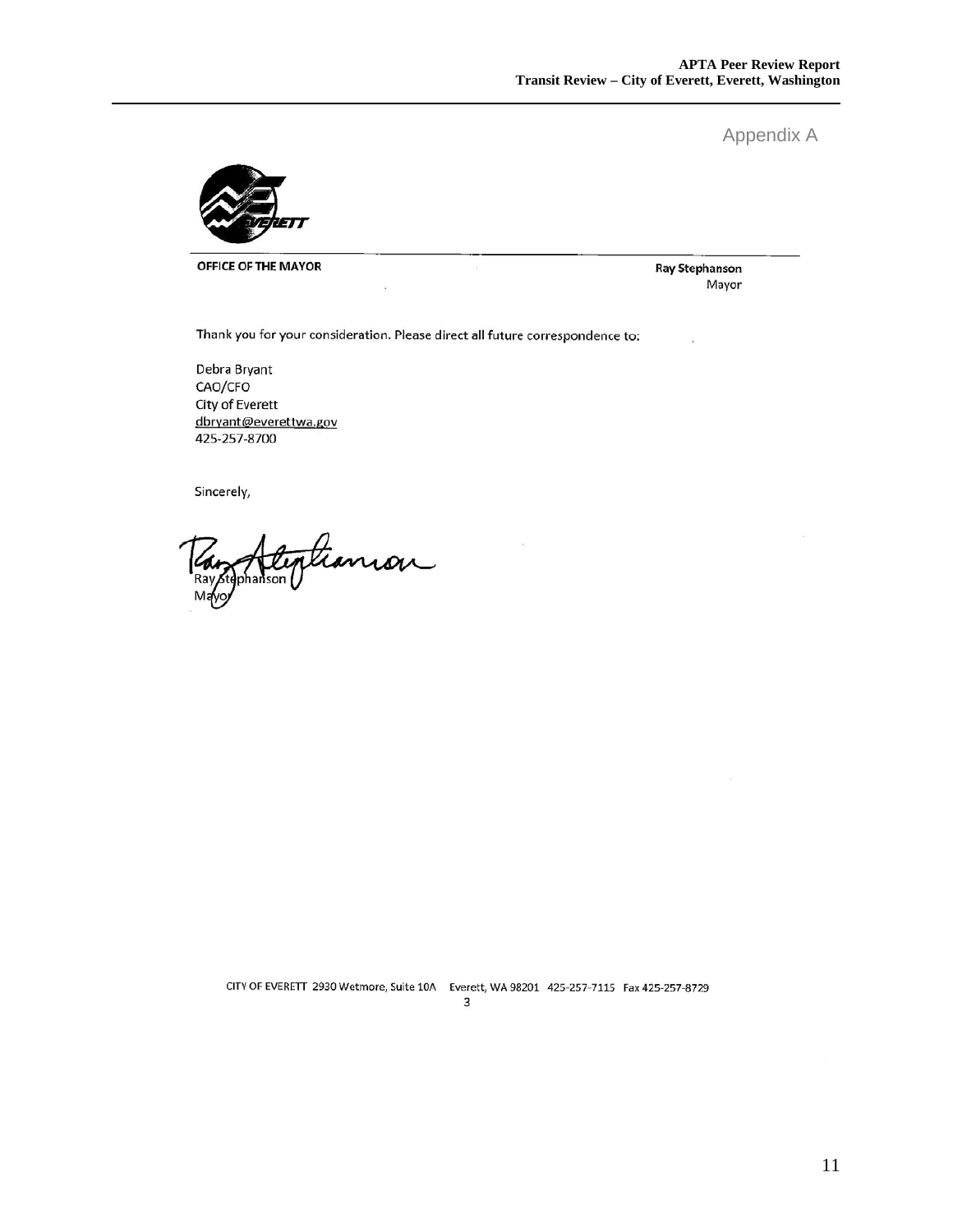Appendix A

OFFICE OF THE MAYOR

**Ray Stephanson**
Mayor

Thank you for your consideration. Please direct all future correspondence to:

Debra Bryant
CAO/CFO
City of Everett
dbryant@everettwa.gov
425-257-8700

Sincerely,

Ray Stephanson
Mayor

CITY OF EVERETT 2930 Wetmore, Suite 10A Everett, WA 98201 425-257-7115 Fax 425-257-8729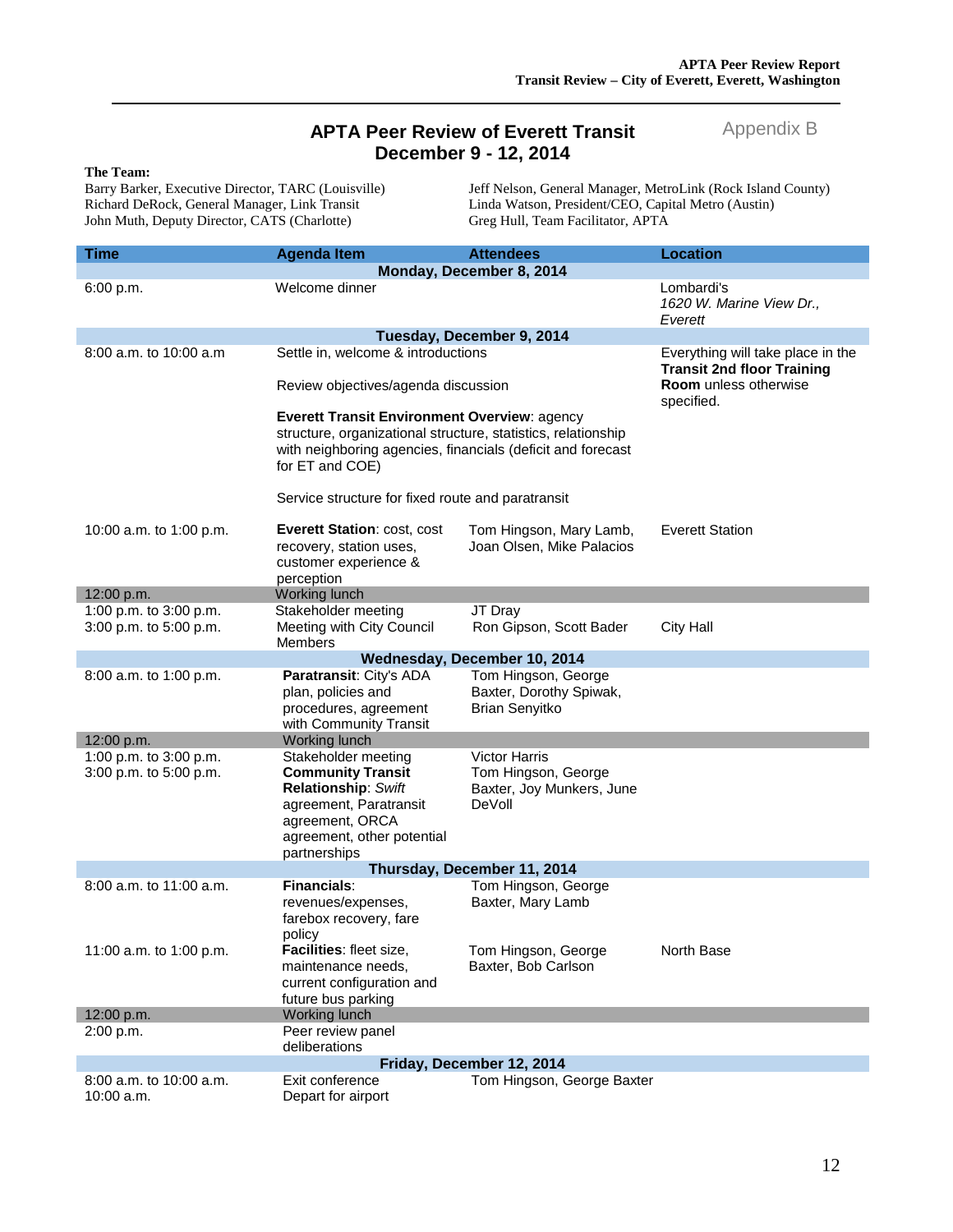# APTA Peer Review of Everett Transit
# December 9 - 12, 2014

Appendix B

**The Team:**

Barry Barker, Executive Director, TARC (Louisville)
Richard DeRock, General Manager, Link Transit
John Muth, Deputy Director, CATS (Charlotte)
Jeff Nelson, General Manager, MetroLink (Rock Island County)
Linda Watson, President/CEO, Capital Metro (Austin)
Greg Hull, Team Facilitator, APTA

| Time | Agenda Item | Attendees | Location |
|---|---|---|---|
| **Monday, December 8, 2014** | | | |
| 6:00 p.m. | Welcome dinner | | Lombardi's *1620 W. Marine View Dr., Everett* |
| **Tuesday, December 9, 2014** | | | |
| 8:00 a.m. to 10:00 a.m | Settle in, welcome & introductions<br><br>Review objectives/agenda discussion<br><br>**Everett Transit Environment Overview**: agency structure, organizational structure, statistics, relationship with neighboring agencies, financials (deficit and forecast for ET and COE)<br><br>Service structure for fixed route and paratransit | | Everything will take place in the **Transit 2nd floor Training Room** unless otherwise specified. |
| 10:00 a.m. to 1:00 p.m. | **Everett Station**: cost, cost recovery, station uses, customer experience & perception | Tom Hingson, Mary Lamb, Joan Olsen, Mike Palacios | Everett Station |
| 12:00 p.m. | Working lunch | | |
| 1:00 p.m. to 3:00 p.m. | Stakeholder meeting | JT Dray | |
| 3:00 p.m. to 5:00 p.m. | Meeting with City Council Members | Ron Gipson, Scott Bader | City Hall |
| **Wednesday, December 10, 2014** | | | |
| 8:00 a.m. to 1:00 p.m. | **Paratransit**: City's ADA plan, policies and procedures, agreement with Community Transit | Tom Hingson, George Baxter, Dorothy Spiwak, Brian Senyitko | |
| 12:00 p.m. | Working lunch | | |
| 1:00 p.m. to 3:00 p.m. | Stakeholder meeting | Victor Harris | |
| 3:00 p.m. to 5:00 p.m. | **Community Transit Relationship**: *Swift* agreement, Paratransit agreement, ORCA agreement, other potential partnerships | Tom Hingson, George Baxter, Joy Munkers, June DeVoll | |
| **Thursday, December 11, 2014** | | | |
| 8:00 a.m. to 11:00 a.m. | **Financials**: revenues/expenses, farebox recovery, fare policy | Tom Hingson, George Baxter, Mary Lamb | |
| 11:00 a.m. to 1:00 p.m. | **Facilities**: fleet size, maintenance needs, current configuration and future bus parking | Tom Hingson, George Baxter, Bob Carlson | North Base |
| 12:00 p.m. | Working lunch | | |
| 2:00 p.m. | Peer review panel deliberations | | |
| **Friday, December 12, 2014** | | | |
| 8:00 a.m. to 10:00 a.m. | Exit conference | Tom Hingson, George Baxter | |
| 10:00 a.m. | Depart for airport | | |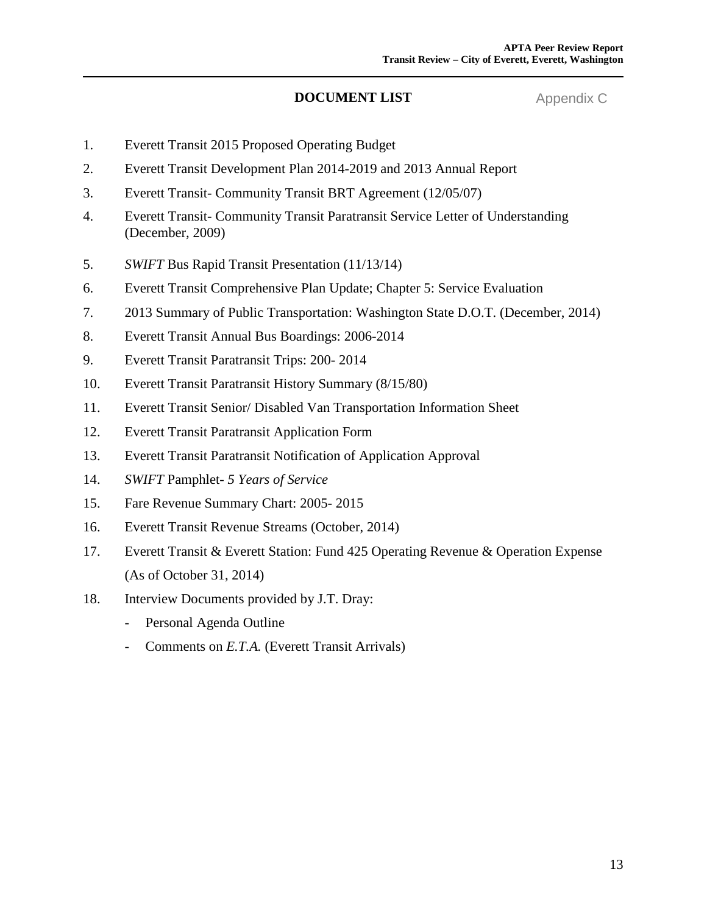## DOCUMENT LIST

Appendix C

1. Everett Transit 2015 Proposed Operating Budget
2. Everett Transit Development Plan 2014-2019 and 2013 Annual Report
3. Everett Transit- Community Transit BRT Agreement (12/05/07)
4. Everett Transit- Community Transit Paratransit Service Letter of Understanding (December, 2009)
5. *SWIFT* Bus Rapid Transit Presentation (11/13/14)
6. Everett Transit Comprehensive Plan Update; Chapter 5: Service Evaluation
7. 2013 Summary of Public Transportation: Washington State D.O.T. (December, 2014)
8. Everett Transit Annual Bus Boardings: 2006-2014
9. Everett Transit Paratransit Trips: 200- 2014
10. Everett Transit Paratransit History Summary (8/15/80)
11. Everett Transit Senior/ Disabled Van Transportation Information Sheet
12. Everett Transit Paratransit Application Form
13. Everett Transit Paratransit Notification of Application Approval
14. *SWIFT* Pamphlet- *5 Years of Service*
15. Fare Revenue Summary Chart: 2005- 2015
16. Everett Transit Revenue Streams (October, 2014)
17. Everett Transit & Everett Station: Fund 425 Operating Revenue & Operation Expense (As of October 31, 2014)
18. Interview Documents provided by J.T. Dray:
    - Personal Agenda Outline
    - Comments on *E.T.A.* (Everett Transit Arrivals)